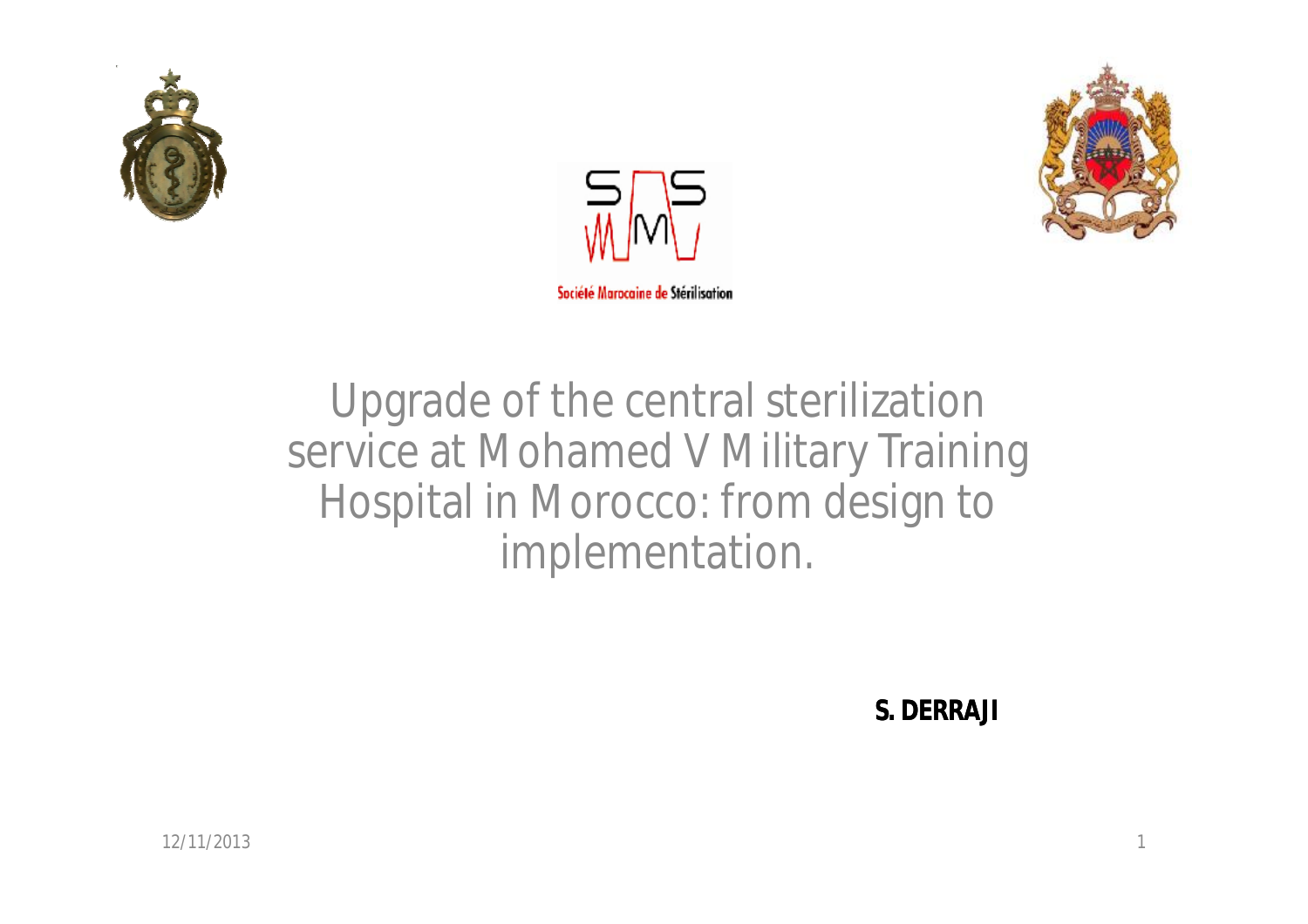Société Marocaine de Stérilisation

# Upgrade of the central sterilization service at Mohamed V Military Training Hospital in Morocco: from design to implementation.

**S. DERRAJI**

12/11/2013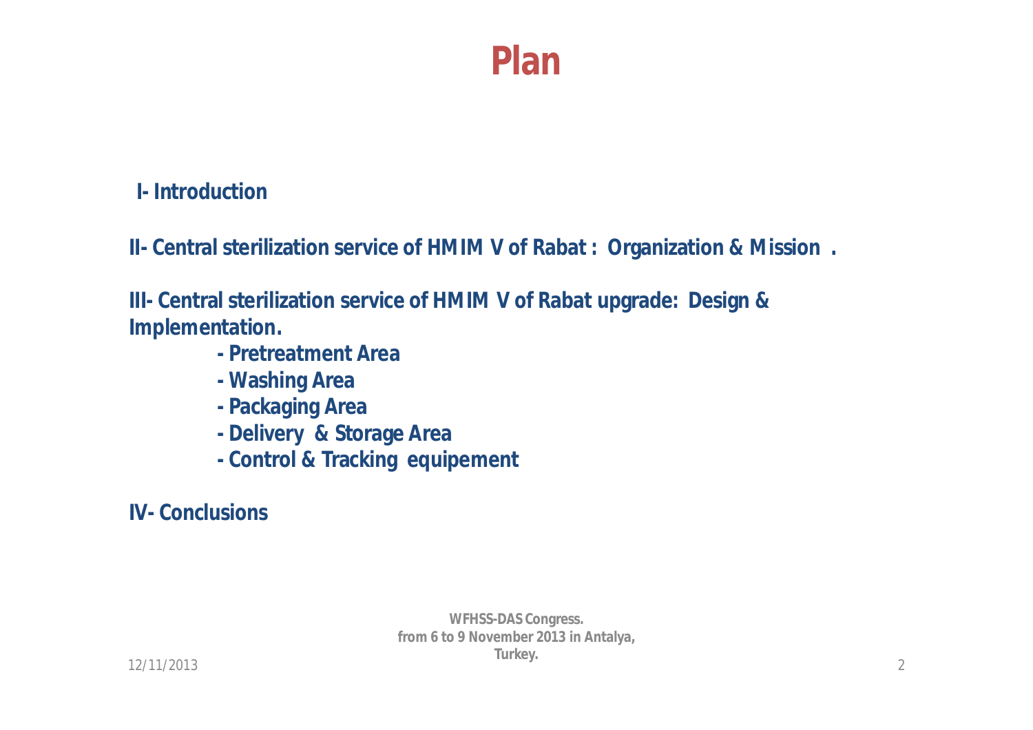# Plan

**I- Introduction**

**II- Central sterilization service of HMIM V of Rabat : Organization & Mission .**

**III- Central sterilization service of HMIM V of Rabat upgrade: Design & Implementation.**

- **Pretreatment Area**
- **Washing Area**
- **Packaging Area**
- **Delivery & Storage Area**
- **Control & Tracking equipement**

**IV- Conclusions**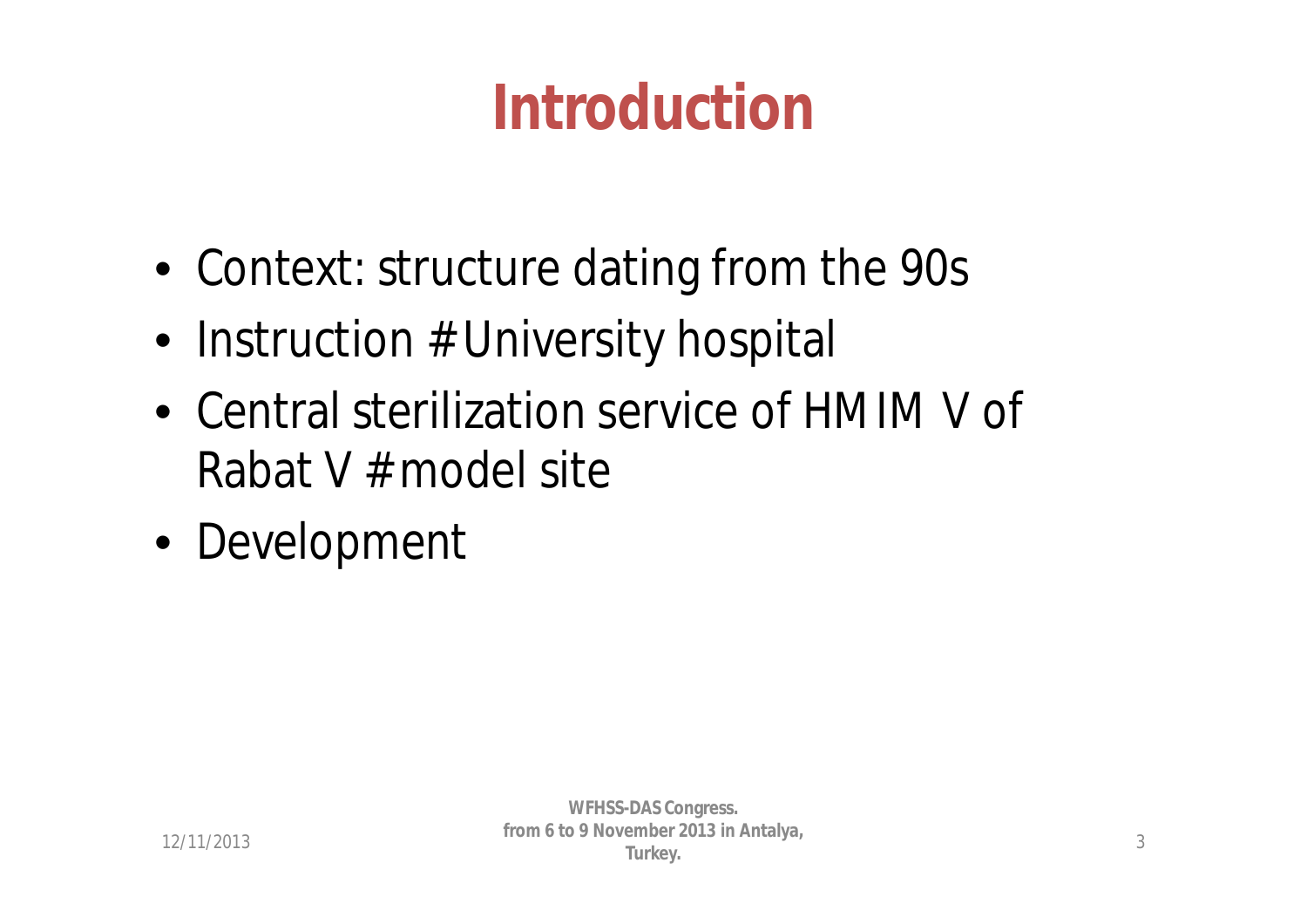# Introduction

- Context: structure dating from the 90s
- Instruction # University hospital
- Central sterilization service of HMIM V of Rabat V # model site
- Development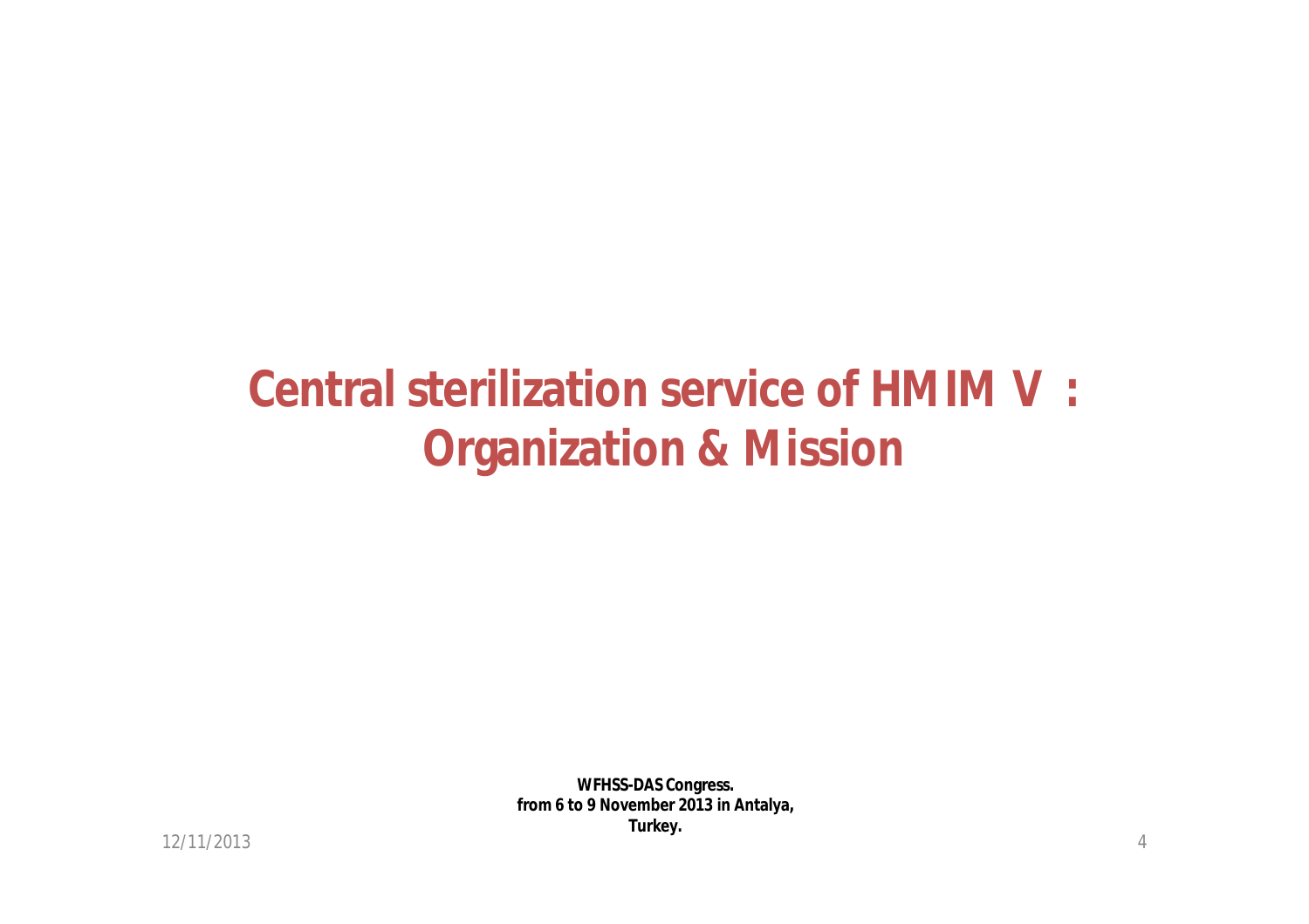# Central sterilization service of HMIM V : Organization & Mission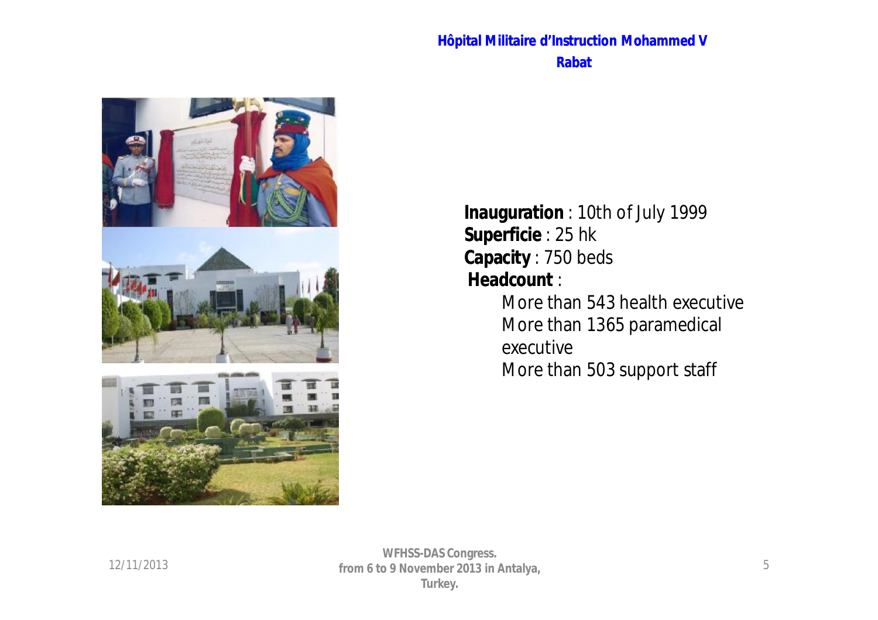## Hôpital Militaire d'Instruction Mohammed V
## Rabat

**Inauguration** : 10th of July 1999
**Superficie** : 25 hk
**Capacity** : 750 beds
**Headcount** :

- More than 543 health executive
- More than 1365 paramedical executive
- More than 503 support staff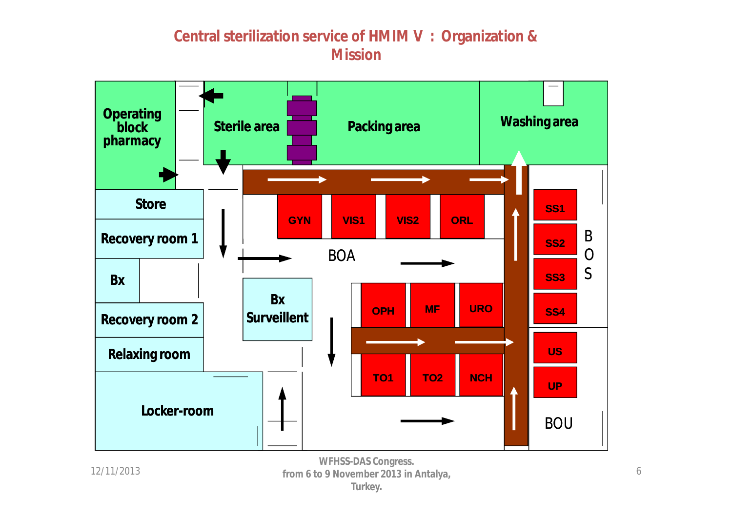# Central sterilization service of HMIM V : Organization & Mission

Operating block pharmacy

Sterile area

Packing area

Washing area

Store

Recovery room 1

Bx

Recovery room 2

Relaxing room

Locker-room

Bx Surveillent

GYN

VIS1

VIS2

ORL

BOA

OPH

MF

URO

TO1

TO2

NCH

SS1

SS2

SS3

SS4

BOS

US

UP

BOU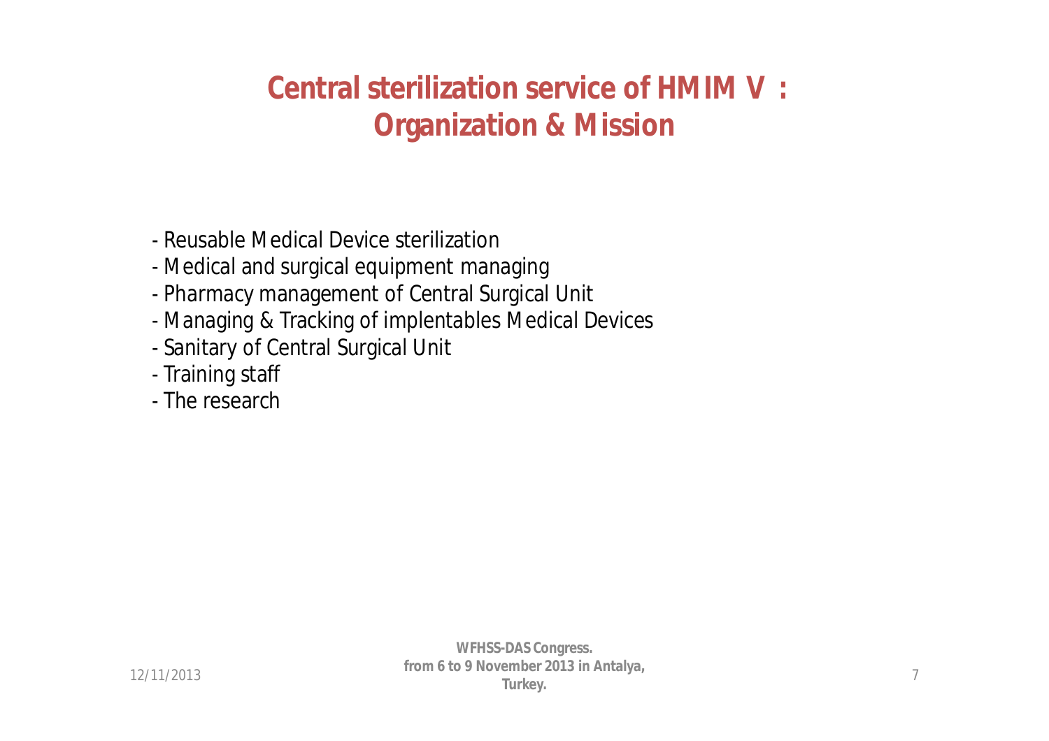# Central sterilization service of HMIM V : Organization & Mission

- Reusable Medical Device sterilization
- Medical and surgical equipment managing
- Pharmacy management of Central Surgical Unit
- Managing & Tracking of implentables Medical Devices
- Sanitary of Central Surgical Unit
- Training staff
- The research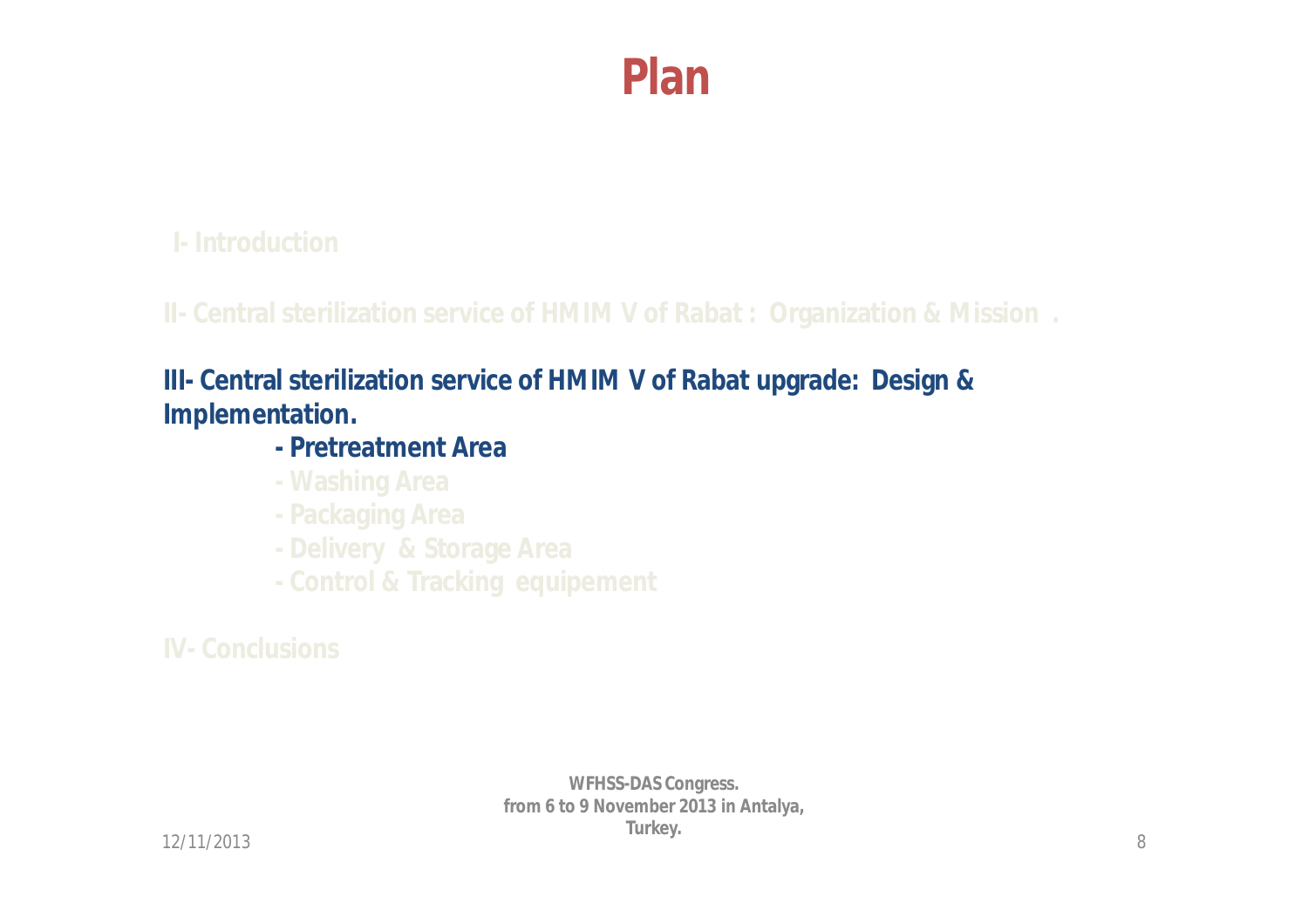# Plan

I- Introduction

II- Central sterilization service of HMIM V of Rabat : Organization & Mission .

**III- Central sterilization service of HMIM V of Rabat upgrade: Design & Implementation.**

- **Pretreatment Area**
- Washing Area
- Packaging Area
- Delivery & Storage Area
- Control & Tracking equipement

IV- Conclusions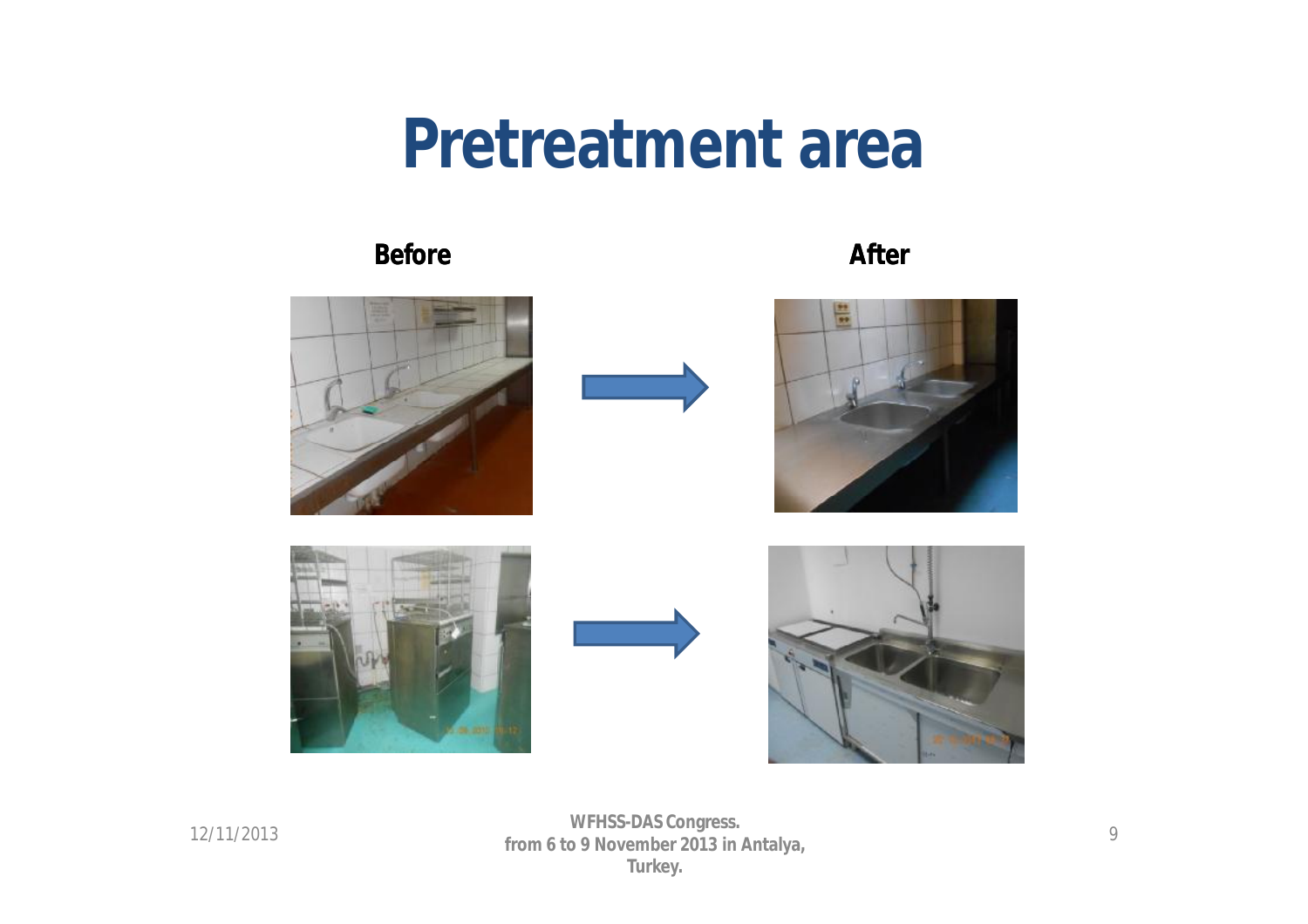# Pretreatment area

**Before** **After**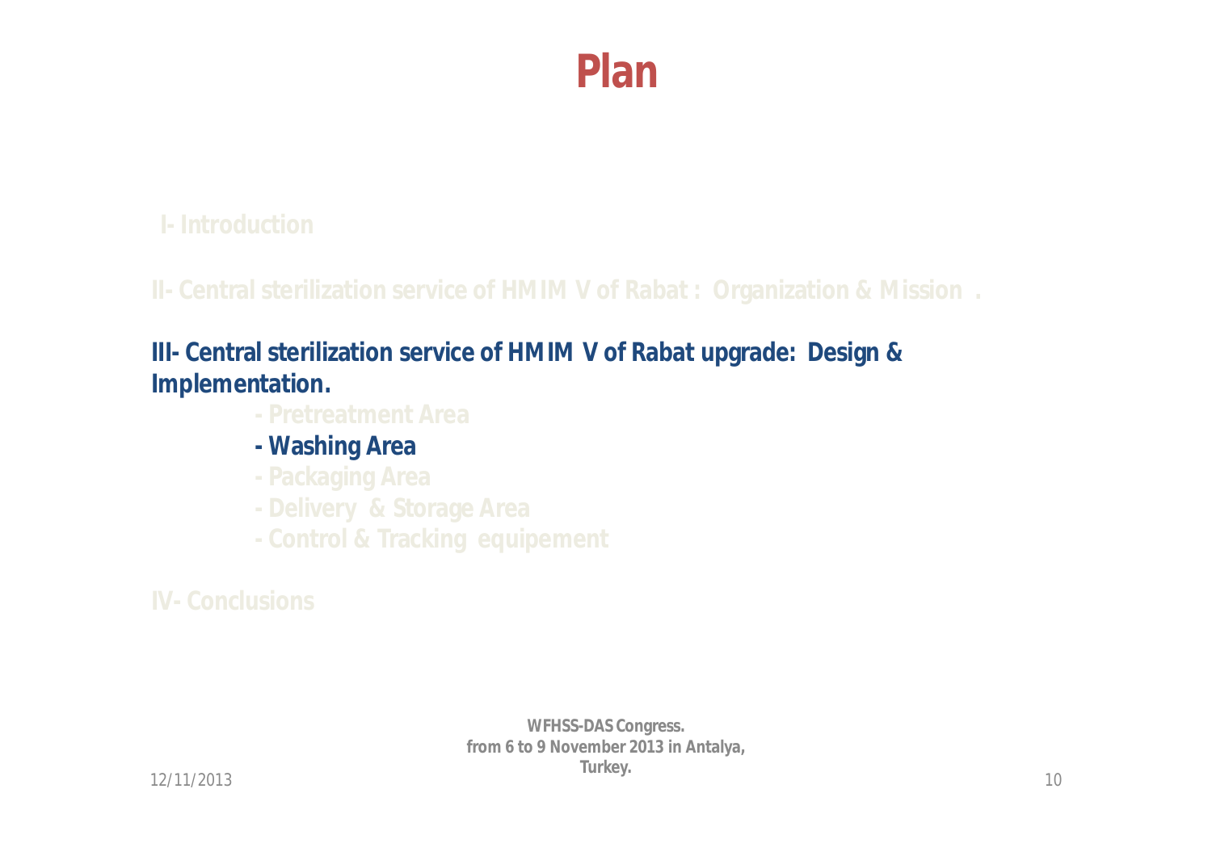# Plan

I- Introduction

II- Central sterilization service of HMIM V of Rabat : Organization & Mission .

**III- Central sterilization service of HMIM V of Rabat upgrade: Design & Implementation.**

- Pretreatment Area
- **Washing Area**
- Packaging Area
- Delivery & Storage Area
- Control & Tracking equipement

IV- Conclusions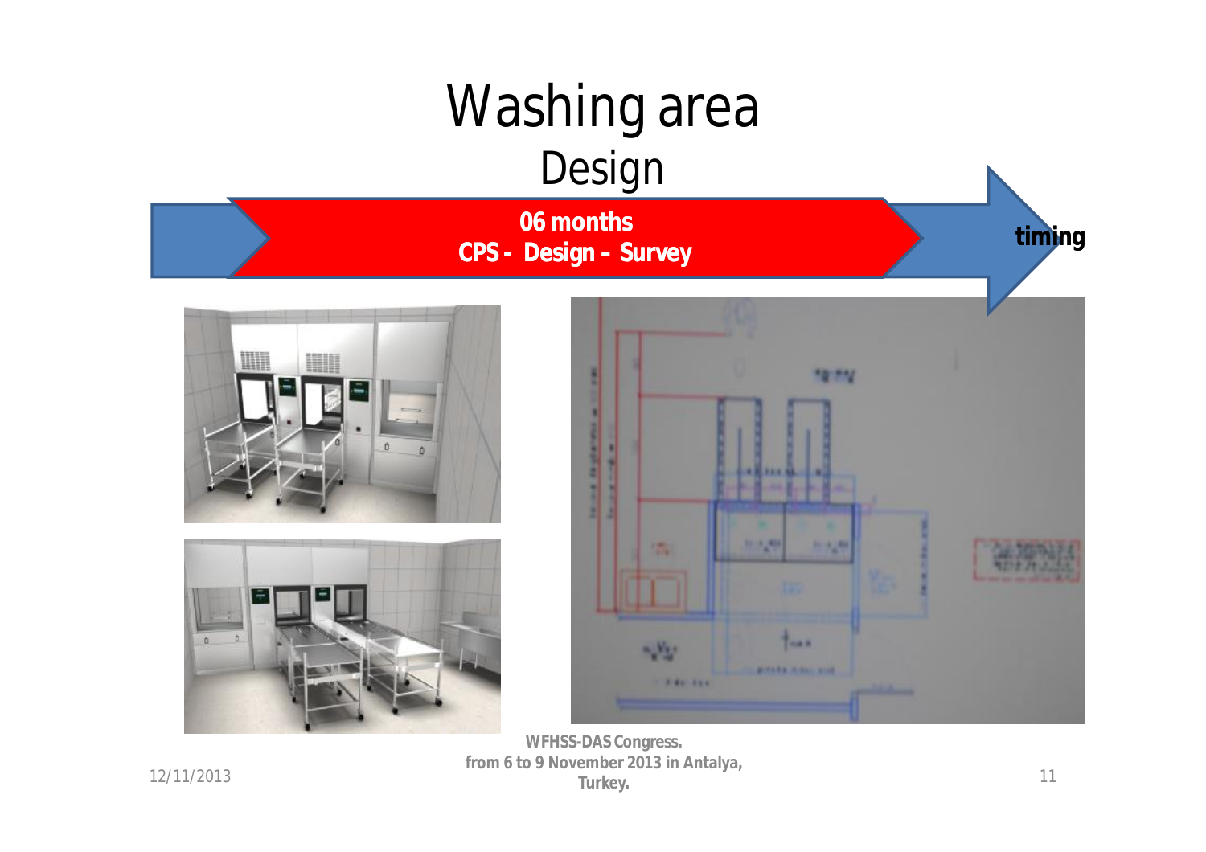# Washing area

## Design

**06 months**
**CPS - Design – Survey**

**timing**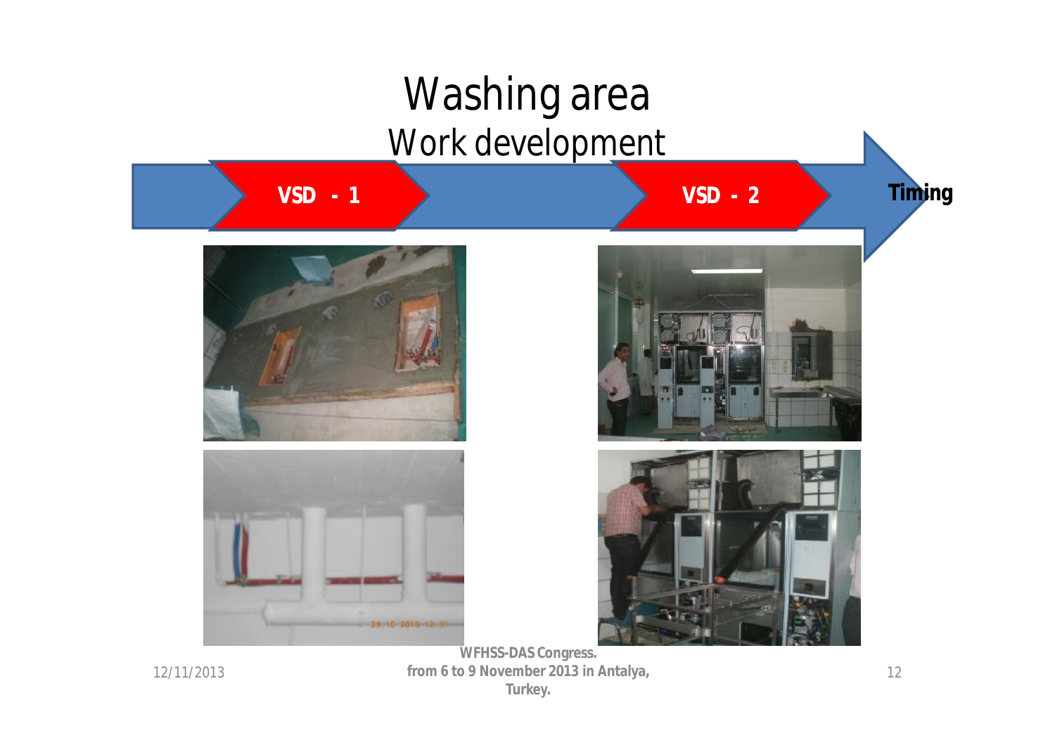# Washing area

## Work development

VSD - 1

VSD - 2

Timing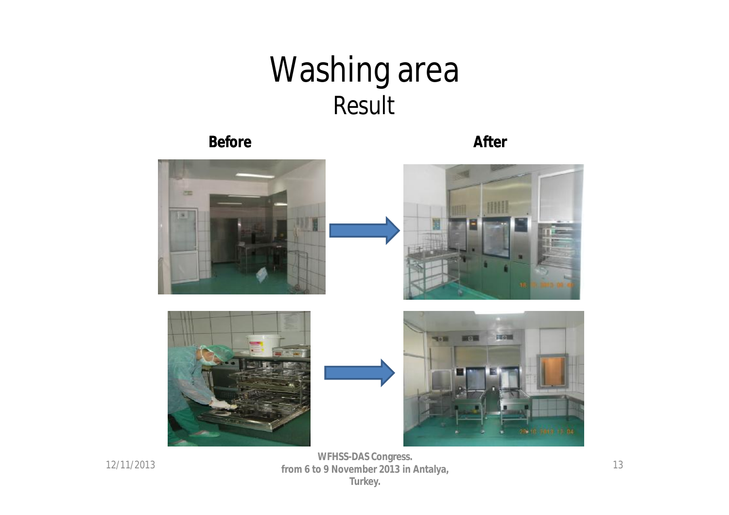# Washing area

## Result

**Before**

**After**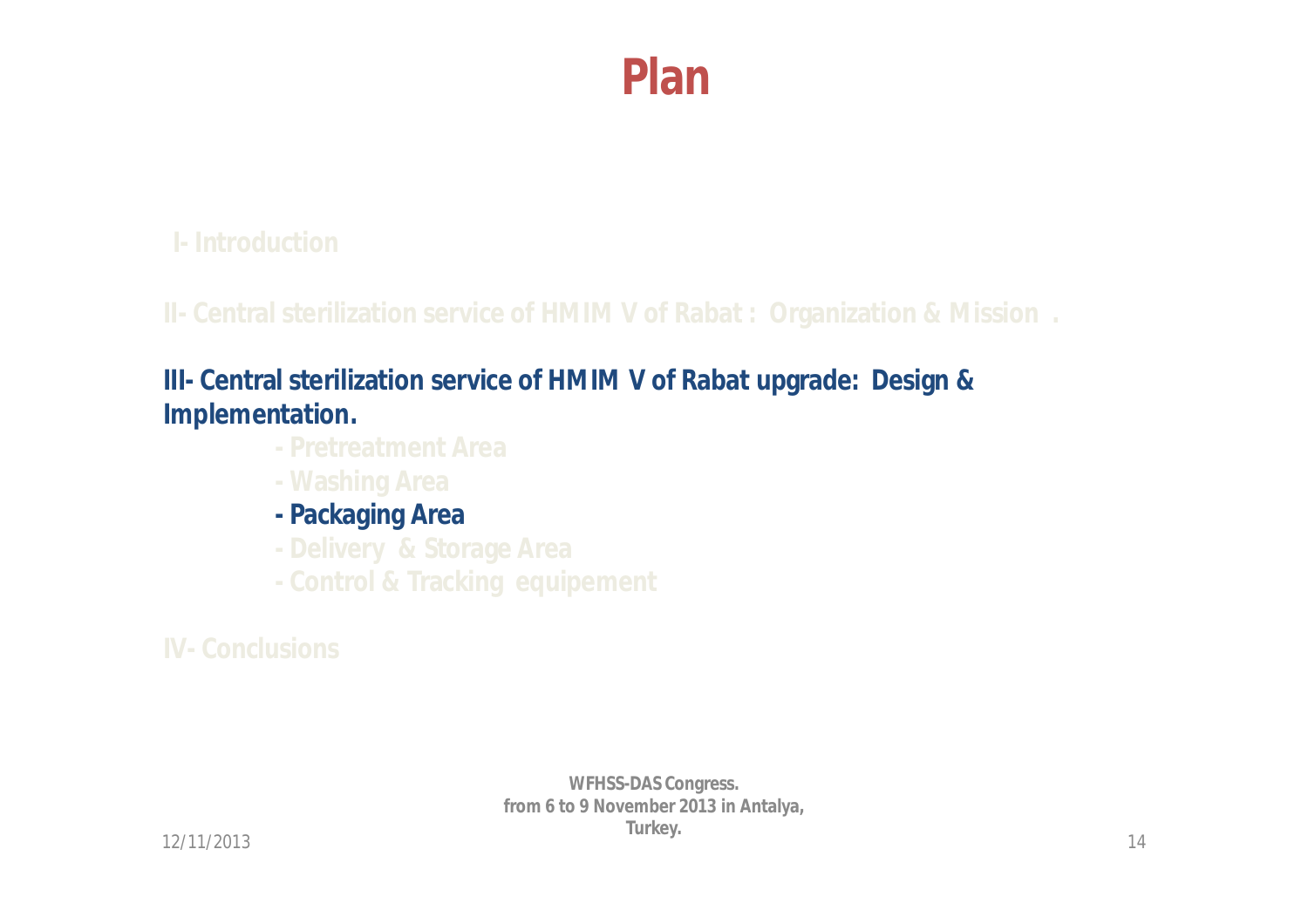# Plan

I- Introduction

II- Central sterilization service of HMIM V of Rabat : Organization & Mission .

**III- Central sterilization service of HMIM V of Rabat upgrade: Design & Implementation.**

- Pretreatment Area
- Washing Area
- **Packaging Area**
- Delivery & Storage Area
- Control & Tracking equipement

IV- Conclusions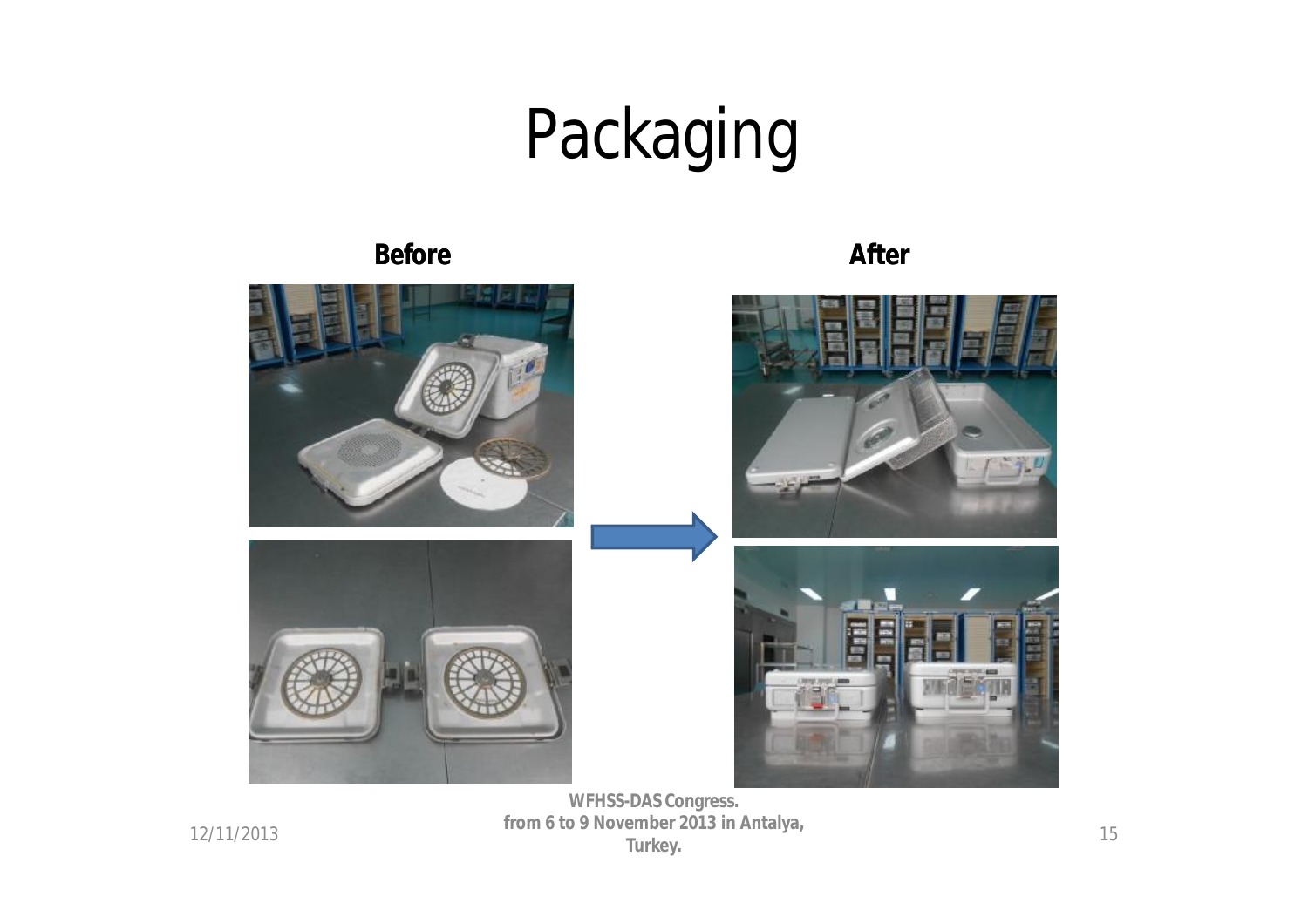# Packaging

**Before**

**After**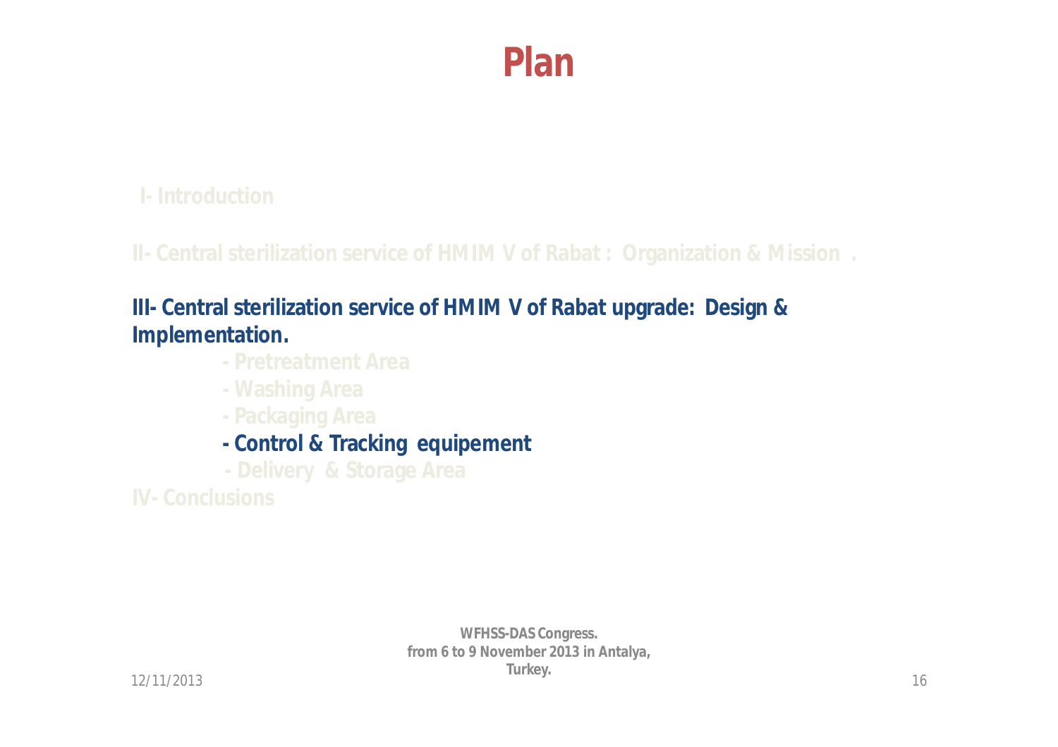# Plan

I- Introduction

II- Central sterilization service of HMIM V of Rabat : Organization & Mission .

**III- Central sterilization service of HMIM V of Rabat upgrade: Design & Implementation.**

- Pretreatment Area
- Washing Area
- Packaging Area
- **Control & Tracking equipement**
- Delivery & Storage Area

IV- Conclusions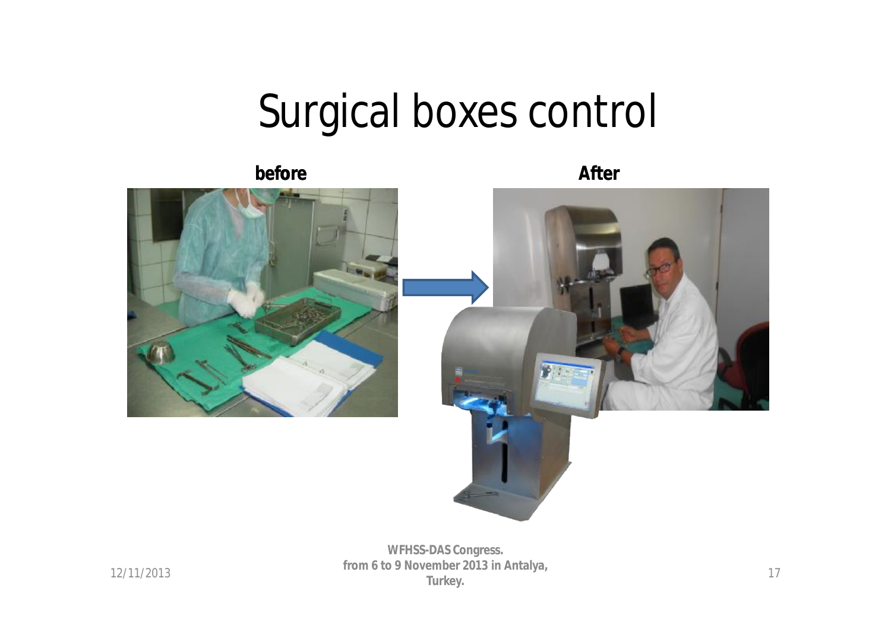# Surgical boxes control

**before**

**After**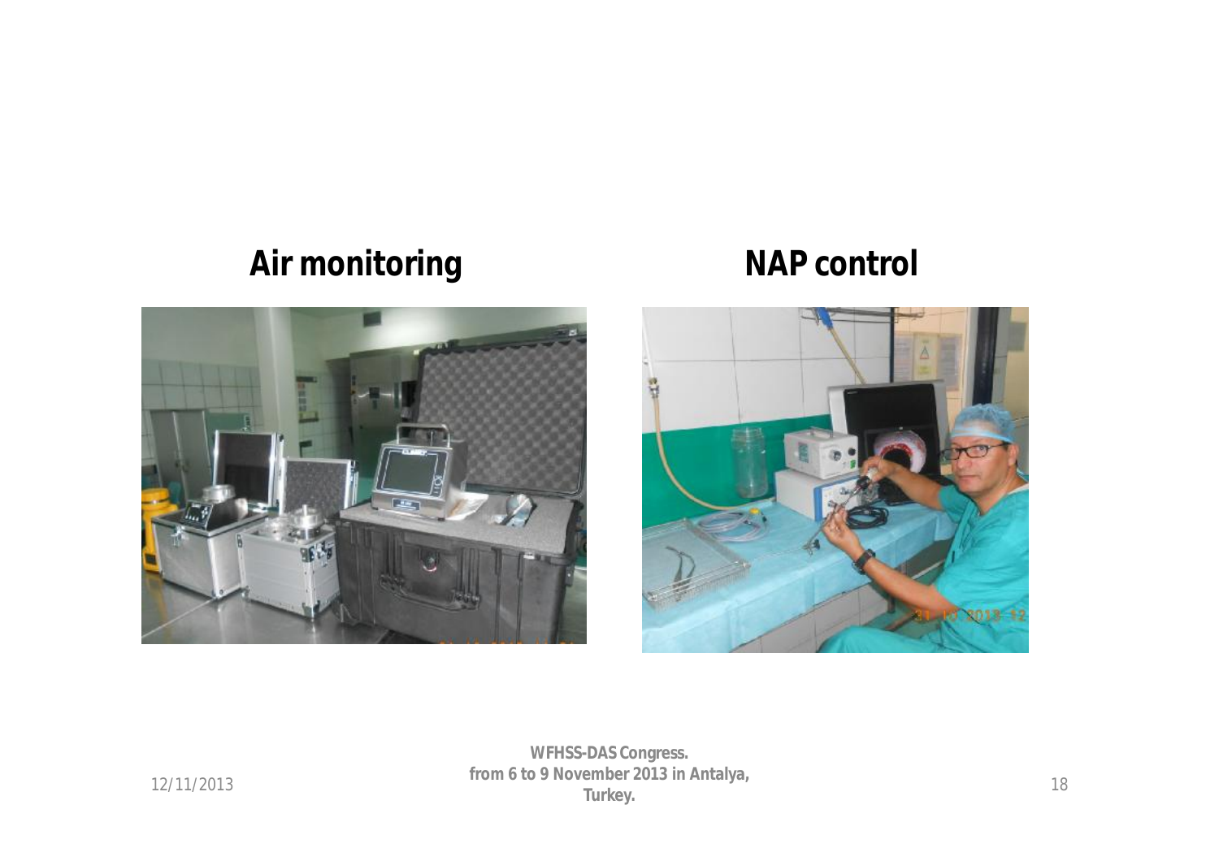## Air monitoring

## NAP control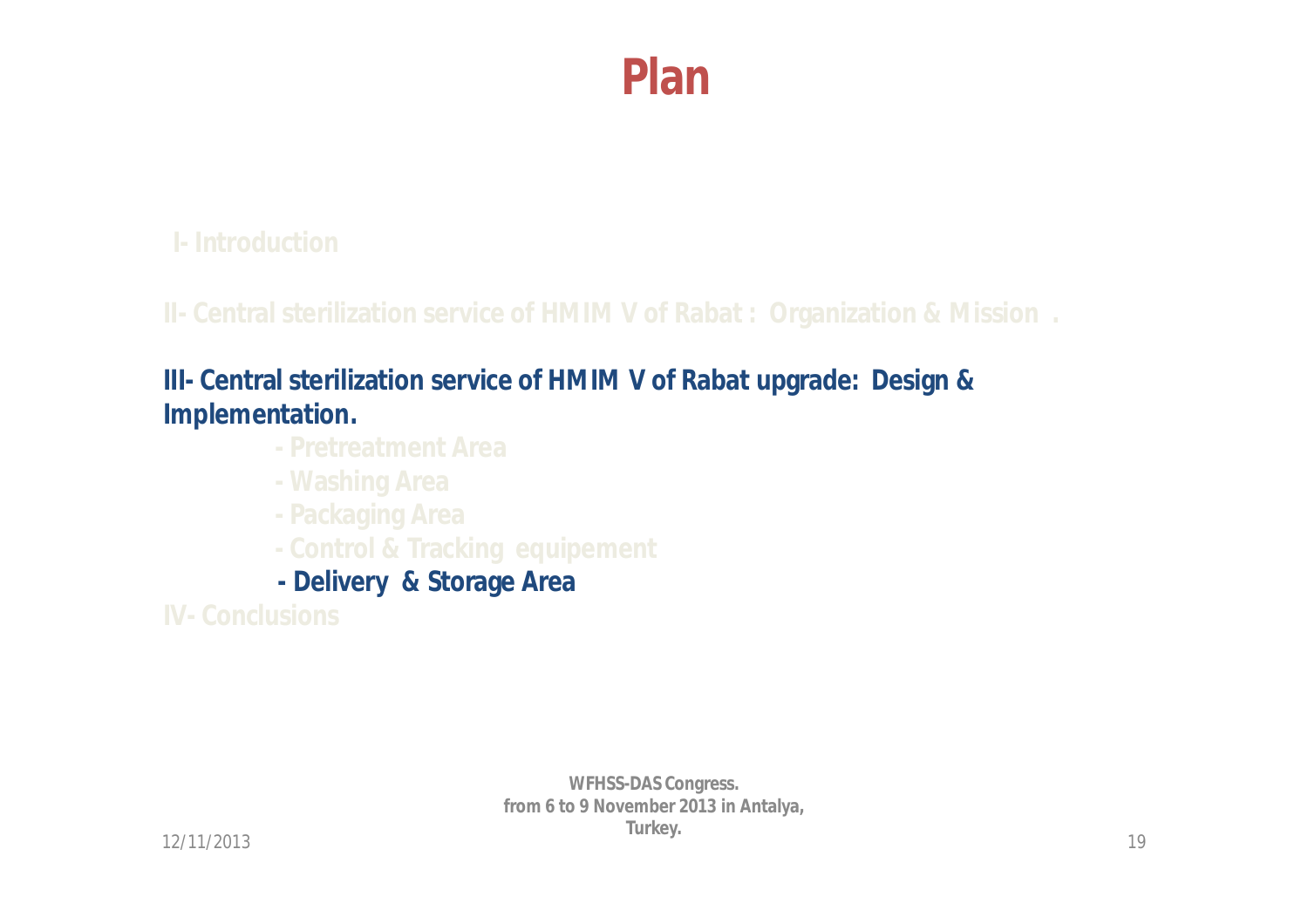# Plan

I- Introduction

II- Central sterilization service of HMIM V of Rabat : Organization & Mission .

**III- Central sterilization service of HMIM V of Rabat upgrade: Design & Implementation.**

- Pretreatment Area
- Washing Area
- Packaging Area
- Control & Tracking equipement
- **Delivery & Storage Area**

IV- Conclusions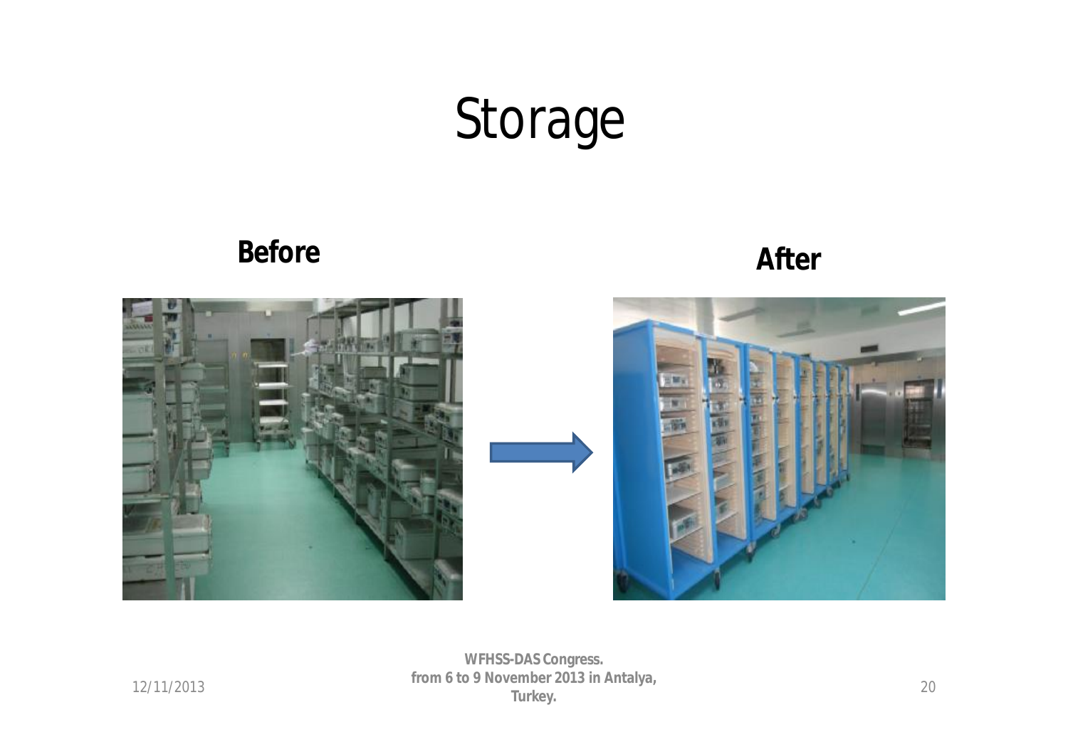# Storage

**Before**

**After**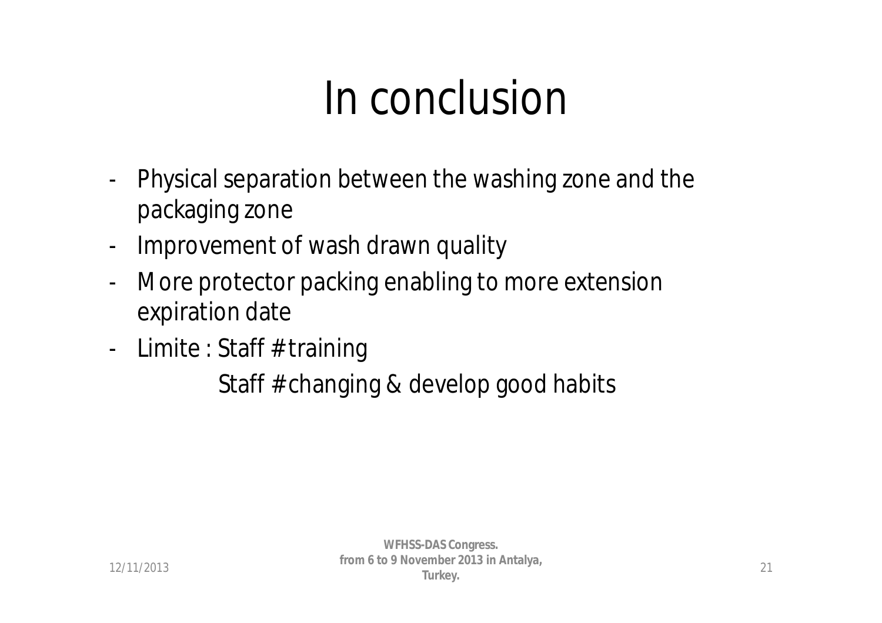# In conclusion

- Physical separation between the washing zone and the packaging zone
- Improvement of wash drawn quality
- More protector packing enabling to more extension expiration date
- Limite : Staff # training

  Staff # changing & develop good habits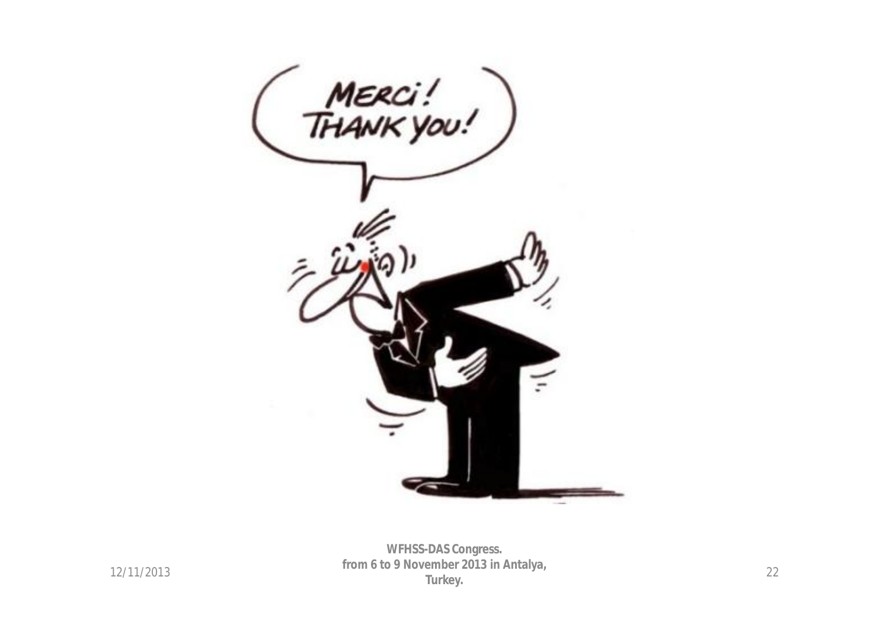MERCI!
THANK YOU!